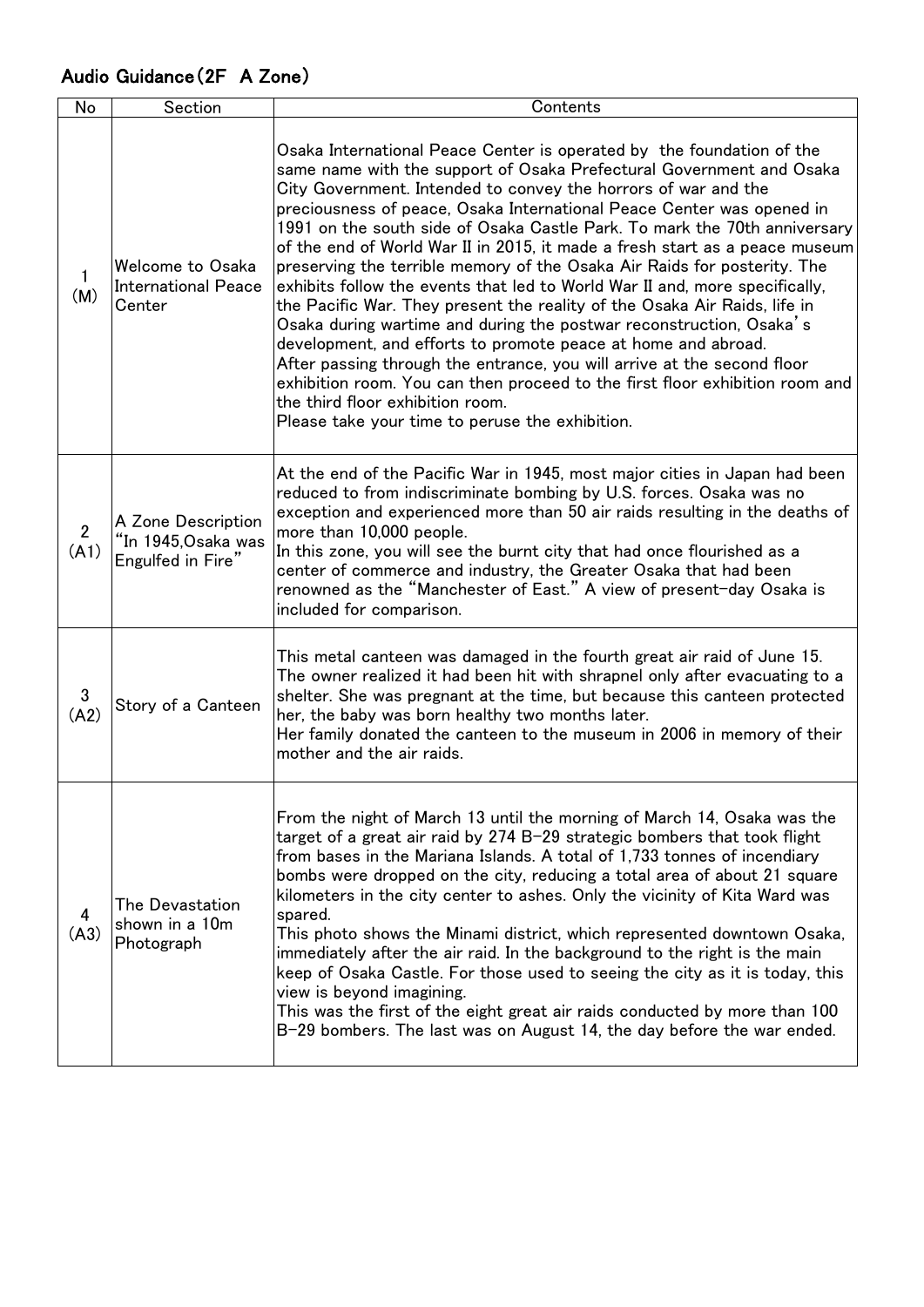## Audio Guidance（2F A Zone）

| No | Section | Contents |
| --- | --- | --- |
| 1 (M) | Welcome to Osaka International Peace Center | Osaka International Peace Center is operated by the foundation of the same name with the support of Osaka Prefectural Government and Osaka City Government. Intended to convey the horrors of war and the preciousness of peace, Osaka International Peace Center was opened in 1991 on the south side of Osaka Castle Park. To mark the 70th anniversary of the end of World War II in 2015, it made a fresh start as a peace museum preserving the terrible memory of the Osaka Air Raids for posterity. The exhibits follow the events that led to World War II and, more specifically, the Pacific War. They present the reality of the Osaka Air Raids, life in Osaka during wartime and during the postwar reconstruction, Osaka's development, and efforts to promote peace at home and abroad.<br>After passing through the entrance, you will arrive at the second floor exhibition room. You can then proceed to the first floor exhibition room and the third floor exhibition room.<br>Please take your time to peruse the exhibition. |
| 2 (A1) | A Zone Description "In 1945,Osaka was Engulfed in Fire" | At the end of the Pacific War in 1945, most major cities in Japan had been reduced to from indiscriminate bombing by U.S. forces. Osaka was no exception and experienced more than 50 air raids resulting in the deaths of more than 10,000 people.<br>In this zone, you will see the burnt city that had once flourished as a center of commerce and industry, the Greater Osaka that had been renowned as the "Manchester of East." A view of present-day Osaka is included for comparison. |
| 3 (A2) | Story of a Canteen | This metal canteen was damaged in the fourth great air raid of June 15. The owner realized it had been hit with shrapnel only after evacuating to a shelter. She was pregnant at the time, but because this canteen protected her, the baby was born healthy two months later.<br>Her family donated the canteen to the museum in 2006 in memory of their mother and the air raids. |
| 4 (A3) | The Devastation shown in a 10m Photograph | From the night of March 13 until the morning of March 14, Osaka was the target of a great air raid by 274 B-29 strategic bombers that took flight from bases in the Mariana Islands. A total of 1,733 tonnes of incendiary bombs were dropped on the city, reducing a total area of about 21 square kilometers in the city center to ashes. Only the vicinity of Kita Ward was spared.<br>This photo shows the Minami district, which represented downtown Osaka, immediately after the air raid. In the background to the right is the main keep of Osaka Castle. For those used to seeing the city as it is today, this view is beyond imagining.<br>This was the first of the eight great air raids conducted by more than 100 B-29 bombers. The last was on August 14, the day before the war ended. |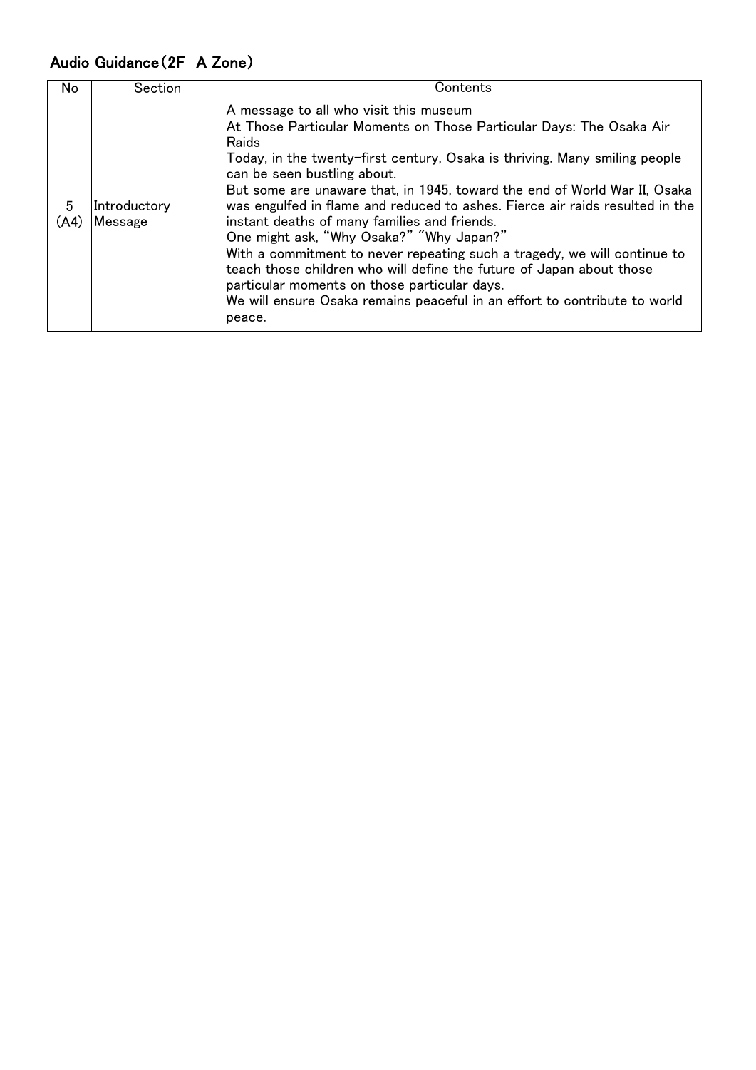## Audio Guidance（2F A Zone）

| No | Section | Contents |
| --- | --- | --- |
| 5 (A4) | Introductory Message | A message to all who visit this museum<br>At Those Particular Moments on Those Particular Days: The Osaka Air Raids<br>Today, in the twenty-first century, Osaka is thriving. Many smiling people can be seen bustling about.<br>But some are unaware that, in 1945, toward the end of World War II, Osaka was engulfed in flame and reduced to ashes. Fierce air raids resulted in the instant deaths of many families and friends.<br>One might ask, "Why Osaka?" "Why Japan?"<br>With a commitment to never repeating such a tragedy, we will continue to teach those children who will define the future of Japan about those particular moments on those particular days.<br>We will ensure Osaka remains peaceful in an effort to contribute to world peace. |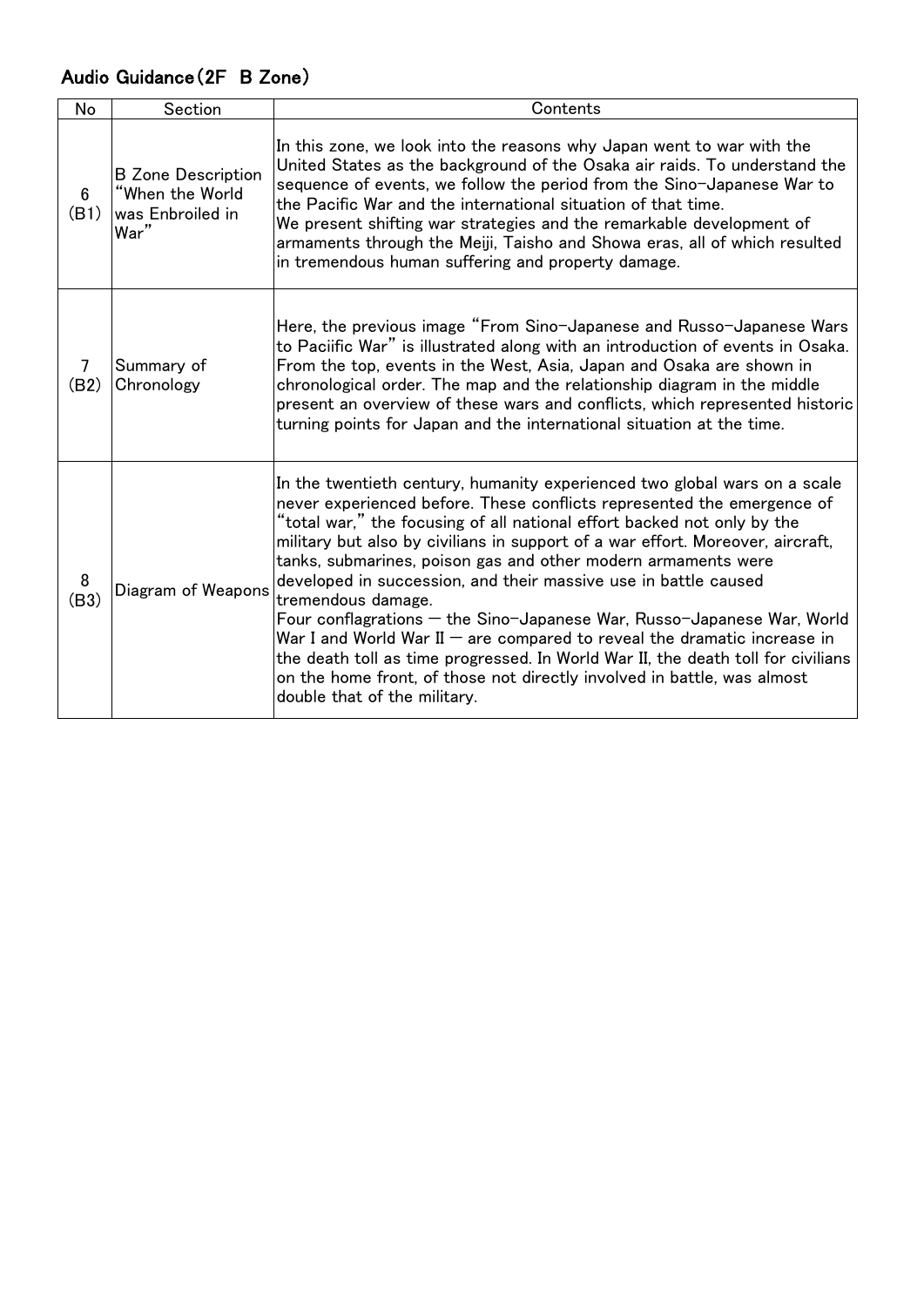## Audio Guidance（2F　B Zone）

| No | Section | Contents |
|---|---|---|
| 6 (B1) | B Zone Description "When the World was Enbroiled in War" | In this zone, we look into the reasons why Japan went to war with the United States as the background of the Osaka air raids. To understand the sequence of events, we follow the period from the Sino-Japanese War to the Pacific War and the international situation of that time. We present shifting war strategies and the remarkable development of armaments through the Meiji, Taisho and Showa eras, all of which resulted in tremendous human suffering and property damage. |
| 7 (B2) | Summary of Chronology | Here, the previous image "From Sino-Japanese and Russo-Japanese Wars to Paciific War" is illustrated along with an introduction of events in Osaka. From the top, events in the West, Asia, Japan and Osaka are shown in chronological order. The map and the relationship diagram in the middle present an overview of these wars and conflicts, which represented historic turning points for Japan and the international situation at the time. |
| 8 (B3) | Diagram of Weapons | In the twentieth century, humanity experienced two global wars on a scale never experienced before. These conflicts represented the emergence of "total war," the focusing of all national effort backed not only by the military but also by civilians in support of a war effort. Moreover, aircraft, tanks, submarines, poison gas and other modern armaments were developed in succession, and their massive use in battle caused tremendous damage. Four conflagrations ― the Sino-Japanese War, Russo-Japanese War, World War I and World War II ― are compared to reveal the dramatic increase in the death toll as time progressed. In World War II, the death toll for civilians on the home front, of those not directly involved in battle, was almost double that of the military. |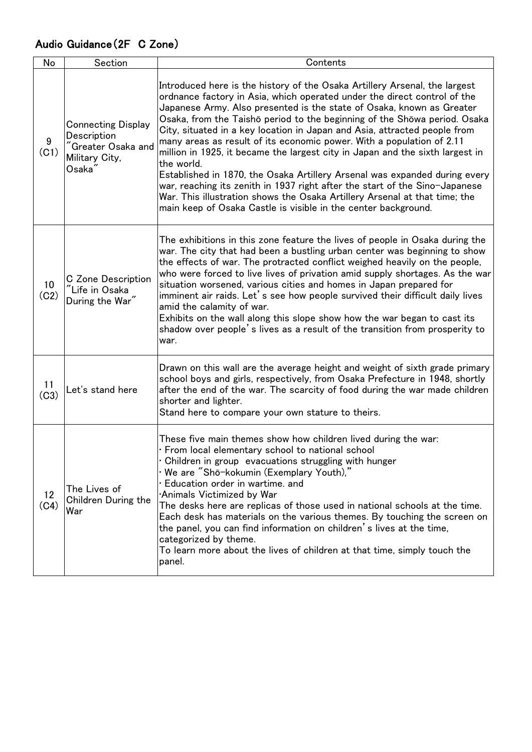## Audio Guidance（2F　C Zone）

| No | Section | Contents |
|---|---|---|
| 9 (C1) | Connecting Display Description "Greater Osaka and Military City, Osaka" | Introduced here is the history of the Osaka Artillery Arsenal, the largest ordnance factory in Asia, which operated under the direct control of the Japanese Army. Also presented is the state of Osaka, known as Greater Osaka, from the Taishō period to the beginning of the Shōwa period. Osaka City, situated in a key location in Japan and Asia, attracted people from many areas as result of its economic power. With a population of 2.11 million in 1925, it became the largest city in Japan and the sixth largest in the world.<br>Established in 1870, the Osaka Artillery Arsenal was expanded during every war, reaching its zenith in 1937 right after the start of the Sino-Japanese War. This illustration shows the Osaka Artillery Arsenal at that time; the main keep of Osaka Castle is visible in the center background. |
| 10 (C2) | C Zone Description "Life in Osaka During the War" | The exhibitions in this zone feature the lives of people in Osaka during the war. The city that had been a bustling urban center was beginning to show the effects of war. The protracted conflict weighed heavily on the people, who were forced to live lives of privation amid supply shortages. As the war situation worsened, various cities and homes in Japan prepared for imminent air raids. Let's see how people survived their difficult daily lives amid the calamity of war.<br>Exhibits on the wall along this slope show how the war began to cast its shadow over people's lives as a result of the transition from prosperity to war. |
| 11 (C3) | Let's stand here | Drawn on this wall are the average height and weight of sixth grade primary school boys and girls, respectively, from Osaka Prefecture in 1948, shortly after the end of the war. The scarcity of food during the war made children shorter and lighter.<br>Stand here to compare your own stature to theirs. |
| 12 (C4) | The Lives of Children During the War | These five main themes show how children lived during the war:<br>· From local elementary school to national school<br>· Children in group evacuations struggling with hunger<br>· We are "Shō-kokumin (Exemplary Youth),"<br>· Education order in wartime. and<br>·Animals Victimized by War<br>The desks here are replicas of those used in national schools at the time. Each desk has materials on the various themes. By touching the screen on the panel, you can find information on children's lives at the time, categorized by theme.<br>To learn more about the lives of children at that time, simply touch the panel. |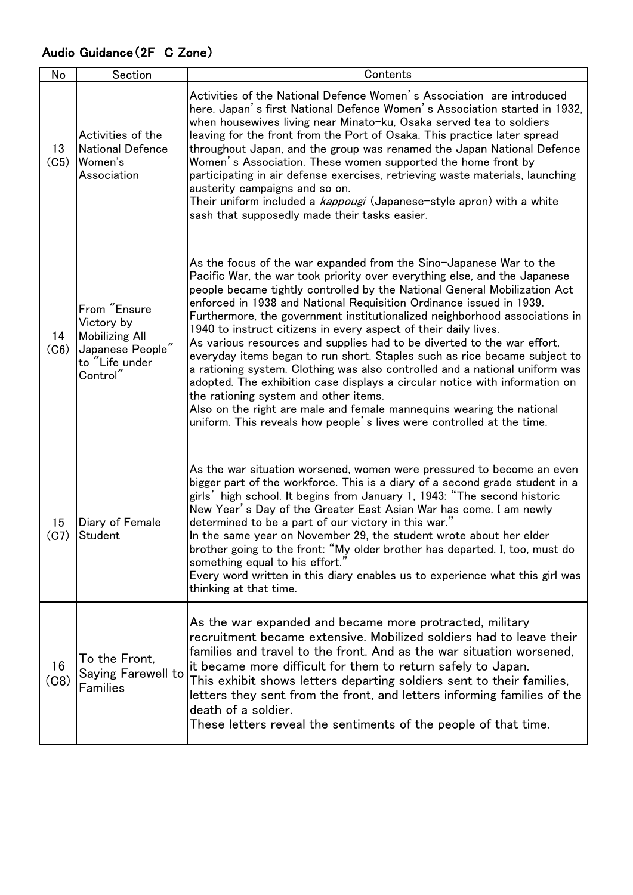## Audio Guidance（2F　C Zone）

| No | Section | Contents |
| --- | --- | --- |
| 13 (C5) | Activities of the National Defence Women's Association | Activities of the National Defence Women's Association are introduced here. Japan's first National Defence Women's Association started in 1932, when housewives living near Minato-ku, Osaka served tea to soldiers leaving for the front from the Port of Osaka. This practice later spread throughout Japan, and the group was renamed the Japan National Defence Women's Association. These women supported the home front by participating in air defense exercises, retrieving waste materials, launching austerity campaigns and so on.<br>Their uniform included a *kappougi* (Japanese-style apron) with a white sash that supposedly made their tasks easier. |
| 14 (C6) | From "Ensure Victory by Mobilizing All Japanese People" to "Life under Control" | As the focus of the war expanded from the Sino-Japanese War to the Pacific War, the war took priority over everything else, and the Japanese people became tightly controlled by the National General Mobilization Act enforced in 1938 and National Requisition Ordinance issued in 1939. Furthermore, the government institutionalized neighborhood associations in 1940 to instruct citizens in every aspect of their daily lives.<br>As various resources and supplies had to be diverted to the war effort, everyday items began to run short. Staples such as rice became subject to a rationing system. Clothing was also controlled and a national uniform was adopted. The exhibition case displays a circular notice with information on the rationing system and other items.<br>Also on the right are male and female mannequins wearing the national uniform. This reveals how people's lives were controlled at the time. |
| 15 (C7) | Diary of Female Student | As the war situation worsened, women were pressured to become an even bigger part of the workforce. This is a diary of a second grade student in a girls' high school. It begins from January 1, 1943: "The second historic New Year's Day of the Greater East Asian War has come. I am newly determined to be a part of our victory in this war."<br>In the same year on November 29, the student wrote about her elder brother going to the front: "My older brother has departed. I, too, must do something equal to his effort."<br>Every word written in this diary enables us to experience what this girl was thinking at that time. |
| 16 (C8) | To the Front, Saying Farewell to Families | As the war expanded and became more protracted, military recruitment became extensive. Mobilized soldiers had to leave their families and travel to the front. And as the war situation worsened, it became more difficult for them to return safely to Japan.<br>This exhibit shows letters departing soldiers sent to their families, letters they sent from the front, and letters informing families of the death of a soldier.<br>These letters reveal the sentiments of the people of that time. |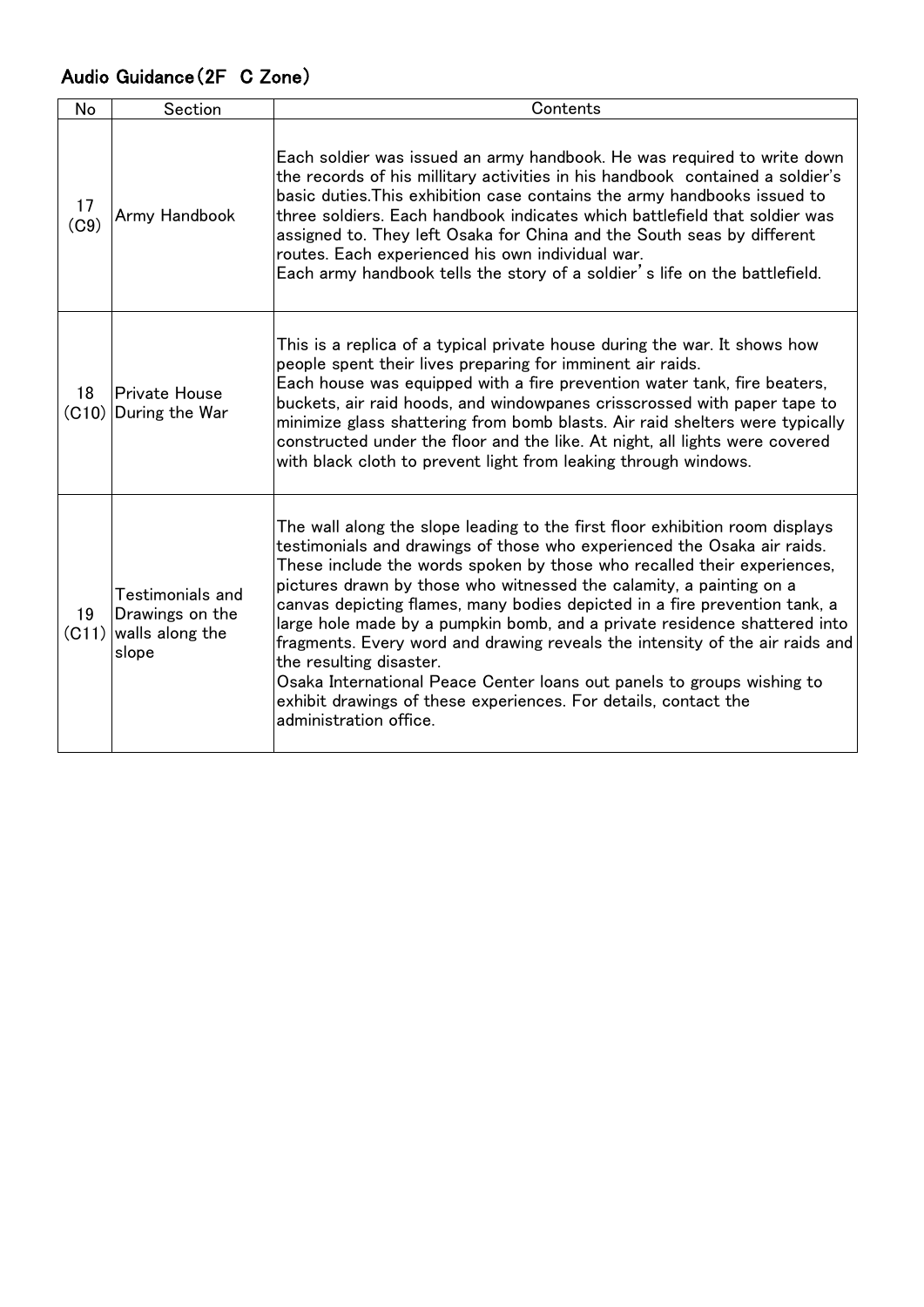## Audio Guidance（2F　C Zone）

| No | Section | Contents |
|---|---|---|
| 17 (C9) | Army Handbook | Each soldier was issued an army handbook. He was required to write down the records of his millitary activities in his handbook contained a soldier's basic duties.This exhibition case contains the army handbooks issued to three soldiers. Each handbook indicates which battlefield that soldier was assigned to. They left Osaka for China and the South seas by different routes. Each experienced his own individual war. Each army handbook tells the story of a soldier's life on the battlefield. |
| 18 (C10) | Private House During the War | This is a replica of a typical private house during the war. It shows how people spent their lives preparing for imminent air raids. Each house was equipped with a fire prevention water tank, fire beaters, buckets, air raid hoods, and windowpanes crisscrossed with paper tape to minimize glass shattering from bomb blasts. Air raid shelters were typically constructed under the floor and the like. At night, all lights were covered with black cloth to prevent light from leaking through windows. |
| 19 (C11) | Testimonials and Drawings on the walls along the slope | The wall along the slope leading to the first floor exhibition room displays testimonials and drawings of those who experienced the Osaka air raids. These include the words spoken by those who recalled their experiences, pictures drawn by those who witnessed the calamity, a painting on a canvas depicting flames, many bodies depicted in a fire prevention tank, a large hole made by a pumpkin bomb, and a private residence shattered into fragments. Every word and drawing reveals the intensity of the air raids and the resulting disaster. Osaka International Peace Center loans out panels to groups wishing to exhibit drawings of these experiences. For details, contact the administration office. |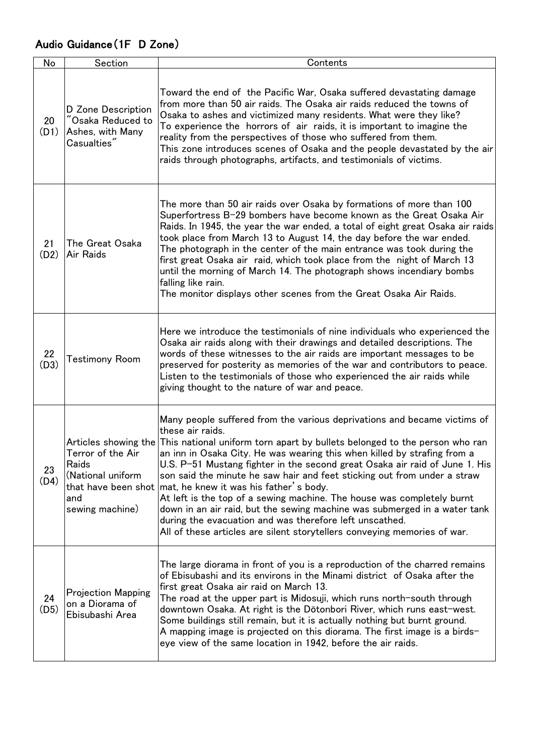## Audio Guidance（1F　D Zone）

| No | Section | Contents |
|---|---|---|
| 20 (D1) | D Zone Description "Osaka Reduced to Ashes, with Many Casualties" | Toward the end of the Pacific War, Osaka suffered devastating damage from more than 50 air raids. The Osaka air raids reduced the towns of Osaka to ashes and victimized many residents. What were they like?<br>To experience the horrors of air raids, it is important to imagine the reality from the perspectives of those who suffered from them.<br>This zone introduces scenes of Osaka and the people devastated by the air raids through photographs, artifacts, and testimonials of victims. |
| 21 (D2) | The Great Osaka Air Raids | The more than 50 air raids over Osaka by formations of more than 100 Superfortress B-29 bombers have become known as the Great Osaka Air Raids. In 1945, the year the war ended, a total of eight great Osaka air raids took place from March 13 to August 14, the day before the war ended.<br>The photograph in the center of the main entrance was took during the first great Osaka air raid, which took place from the night of March 13 until the morning of March 14. The photograph shows incendiary bombs falling like rain.<br>The monitor displays other scenes from the Great Osaka Air Raids. |
| 22 (D3) | Testimony Room | Here we introduce the testimonials of nine individuals who experienced the Osaka air raids along with their drawings and detailed descriptions. The words of these witnesses to the air raids are important messages to be preserved for posterity as memories of the war and contributors to peace. Listen to the testimonials of those who experienced the air raids while giving thought to the nature of war and peace. |
| 23 (D4) | Articles showing the Terror of the Air Raids (National uniform that have been shot and sewing machine) | Many people suffered from the various deprivations and became victims of these air raids.<br>This national uniform torn apart by bullets belonged to the person who ran an inn in Osaka City. He was wearing this when killed by strafing from a U.S. P-51 Mustang fighter in the second great Osaka air raid of June 1. His son said the minute he saw hair and feet sticking out from under a straw mat, he knew it was his father's body.<br>At left is the top of a sewing machine. The house was completely burnt down in an air raid, but the sewing machine was submerged in a water tank during the evacuation and was therefore left unscathed.<br>All of these articles are silent storytellers conveying memories of war. |
| 24 (D5) | Projection Mapping on a Diorama of Ebisubashi Area | The large diorama in front of you is a reproduction of the charred remains of Ebisubashi and its environs in the Minami district of Osaka after the first great Osaka air raid on March 13.<br>The road at the upper part is Midosuji, which runs north-south through downtown Osaka. At right is the Dōtonbori River, which runs east-west. Some buildings still remain, but it is actually nothing but burnt ground.<br>A mapping image is projected on this diorama. The first image is a birds-eye view of the same location in 1942, before the air raids. |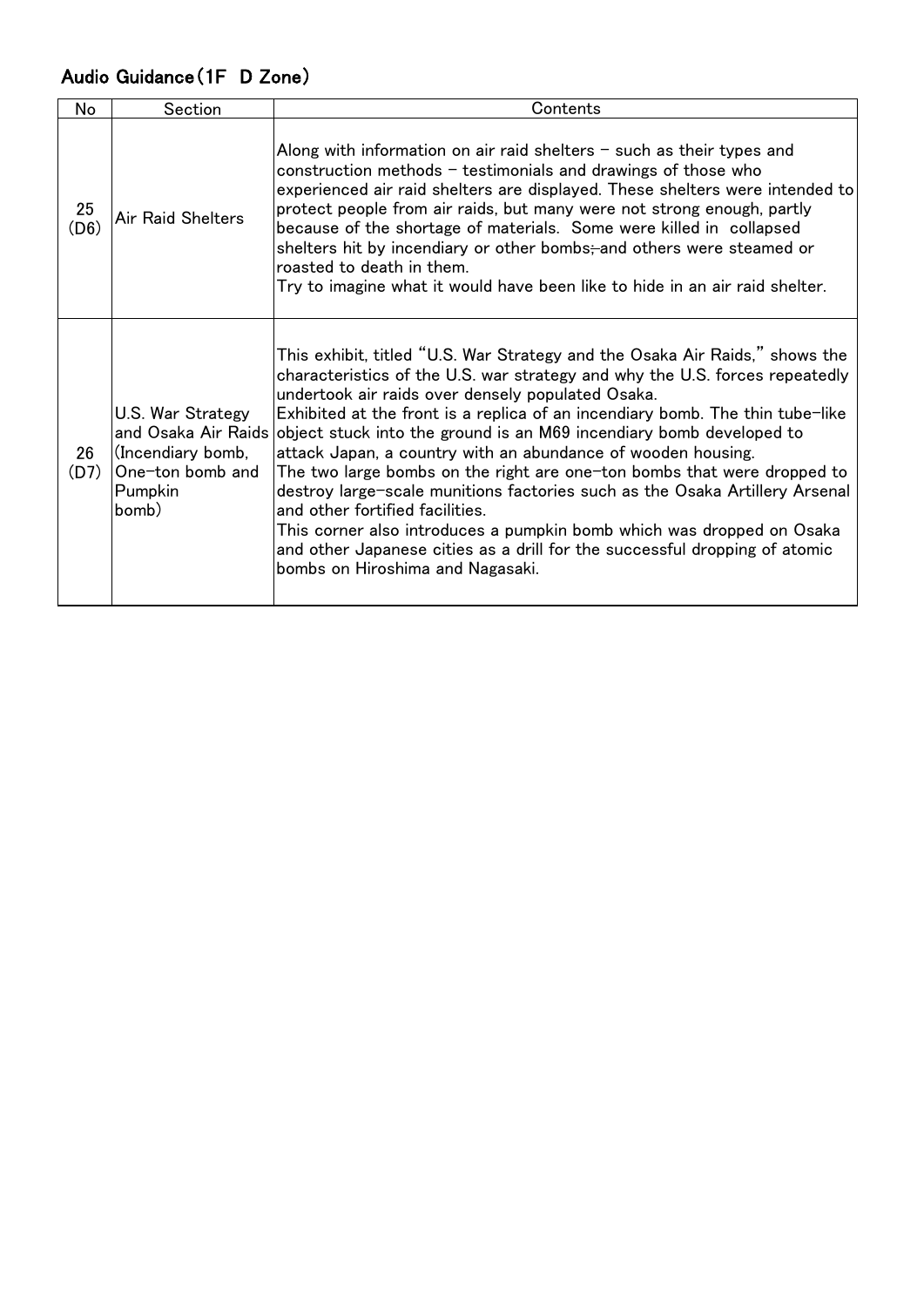## Audio Guidance（1F　D Zone）

| No | Section | Contents |
|---|---|---|
| 25 (D6) | Air Raid Shelters | Along with information on air raid shelters – such as their types and construction methods – testimonials and drawings of those who experienced air raid shelters are displayed. These shelters were intended to protect people from air raids, but many were not strong enough, partly because of the shortage of materials. Some were killed in collapsed shelters hit by incendiary or other bombs; and others were steamed or roasted to death in them. Try to imagine what it would have been like to hide in an air raid shelter. |
| 26 (D7) | U.S. War Strategy and Osaka Air Raids (Incendiary bomb, One-ton bomb and Pumpkin bomb) | This exhibit, titled "U.S. War Strategy and the Osaka Air Raids," shows the characteristics of the U.S. war strategy and why the U.S. forces repeatedly undertook air raids over densely populated Osaka. Exhibited at the front is a replica of an incendiary bomb. The thin tube-like object stuck into the ground is an M69 incendiary bomb developed to attack Japan, a country with an abundance of wooden housing. The two large bombs on the right are one-ton bombs that were dropped to destroy large-scale munitions factories such as the Osaka Artillery Arsenal and other fortified facilities. This corner also introduces a pumpkin bomb which was dropped on Osaka and other Japanese cities as a drill for the successful dropping of atomic bombs on Hiroshima and Nagasaki. |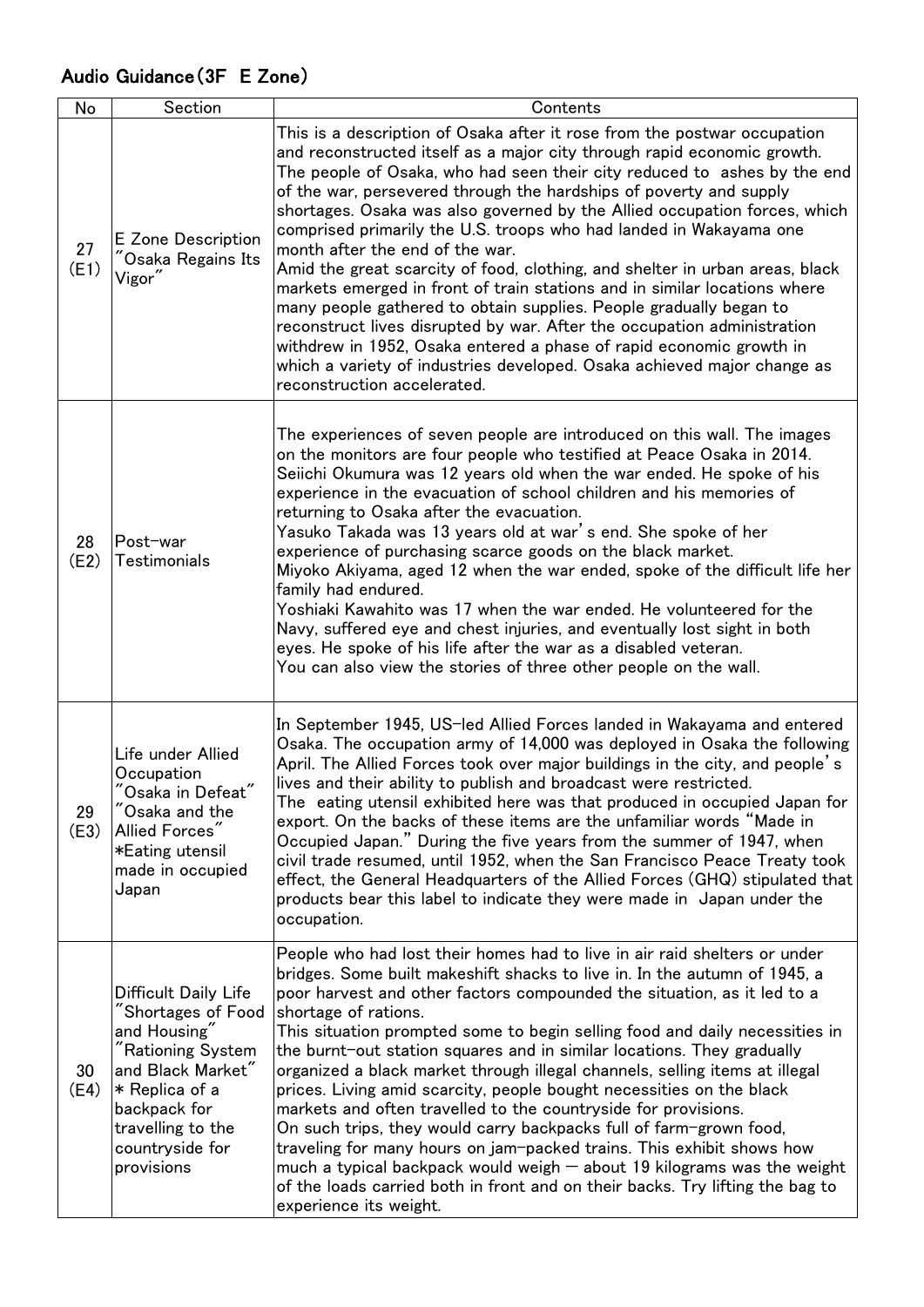## Audio Guidance（3F E Zone）

| No | Section | Contents |
|---|---|---|
| 27 (E1) | E Zone Description "Osaka Regains Its Vigor" | This is a description of Osaka after it rose from the postwar occupation and reconstructed itself as a major city through rapid economic growth. The people of Osaka, who had seen their city reduced to ashes by the end of the war, persevered through the hardships of poverty and supply shortages. Osaka was also governed by the Allied occupation forces, which comprised primarily the U.S. troops who had landed in Wakayama one month after the end of the war.<br>Amid the great scarcity of food, clothing, and shelter in urban areas, black markets emerged in front of train stations and in similar locations where many people gathered to obtain supplies. People gradually began to reconstruct lives disrupted by war. After the occupation administration withdrew in 1952, Osaka entered a phase of rapid economic growth in which a variety of industries developed. Osaka achieved major change as reconstruction accelerated. |
| 28 (E2) | Post-war Testimonials | The experiences of seven people are introduced on this wall. The images on the monitors are four people who testified at Peace Osaka in 2014.<br>Seiichi Okumura was 12 years old when the war ended. He spoke of his experience in the evacuation of school children and his memories of returning to Osaka after the evacuation.<br>Yasuko Takada was 13 years old at war's end. She spoke of her experience of purchasing scarce goods on the black market.<br>Miyoko Akiyama, aged 12 when the war ended, spoke of the difficult life her family had endured.<br>Yoshiaki Kawahito was 17 when the war ended. He volunteered for the Navy, suffered eye and chest injuries, and eventually lost sight in both eyes. He spoke of his life after the war as a disabled veteran.<br>You can also view the stories of three other people on the wall. |
| 29 (E3) | Life under Allied Occupation "Osaka in Defeat" "Osaka and the Allied Forces" *Eating utensil made in occupied Japan | In September 1945, US-led Allied Forces landed in Wakayama and entered Osaka. The occupation army of 14,000 was deployed in Osaka the following April. The Allied Forces took over major buildings in the city, and people's lives and their ability to publish and broadcast were restricted.<br>The eating utensil exhibited here was that produced in occupied Japan for export. On the backs of these items are the unfamiliar words "Made in Occupied Japan." During the five years from the summer of 1947, when civil trade resumed, until 1952, when the San Francisco Peace Treaty took effect, the General Headquarters of the Allied Forces (GHQ) stipulated that products bear this label to indicate they were made in Japan under the occupation. |
| 30 (E4) | Difficult Daily Life "Shortages of Food and Housing" "Rationing System and Black Market" * Replica of a backpack for travelling to the countryside for provisions | People who had lost their homes had to live in air raid shelters or under bridges. Some built makeshift shacks to live in. In the autumn of 1945, a poor harvest and other factors compounded the situation, as it led to a shortage of rations.<br>This situation prompted some to begin selling food and daily necessities in the burnt-out station squares and in similar locations. They gradually organized a black market through illegal channels, selling items at illegal prices. Living amid scarcity, people bought necessities on the black markets and often travelled to the countryside for provisions.<br>On such trips, they would carry backpacks full of farm-grown food, traveling for many hours on jam-packed trains. This exhibit shows how much a typical backpack would weigh — about 19 kilograms was the weight of the loads carried both in front and on their backs. Try lifting the bag to experience its weight. |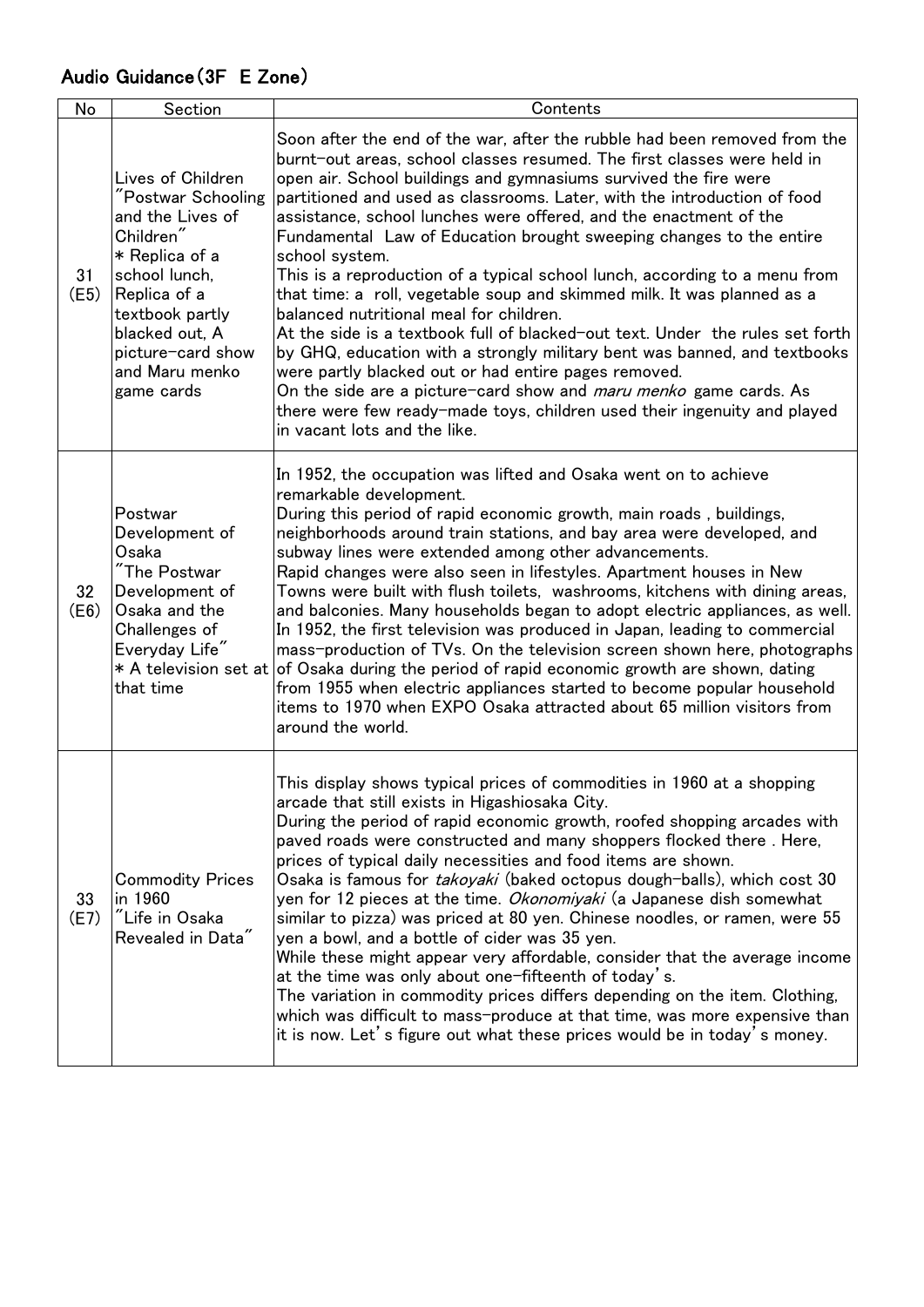## Audio Guidance（3F E Zone）

| No | Section | Contents |
|---|---|---|
| 31 (E5) | Lives of Children ″Postwar Schooling and the Lives of Children″ * Replica of a school lunch, Replica of a textbook partly blacked out, A picture-card show and Maru menko game cards | Soon after the end of the war, after the rubble had been removed from the burnt-out areas, school classes resumed. The first classes were held in open air. School buildings and gymnasiums survived the fire were partitioned and used as classrooms. Later, with the introduction of food assistance, school lunches were offered, and the enactment of the Fundamental Law of Education brought sweeping changes to the entire school system.<br>This is a reproduction of a typical school lunch, according to a menu from that time: a roll, vegetable soup and skimmed milk. It was planned as a balanced nutritional meal for children.<br>At the side is a textbook full of blacked-out text. Under the rules set forth by GHQ, education with a strongly military bent was banned, and textbooks were partly blacked out or had entire pages removed.<br>On the side are a picture-card show and *maru menko* game cards. As there were few ready-made toys, children used their ingenuity and played in vacant lots and the like. |
| 32 (E6) | Postwar Development of Osaka ″The Postwar Development of Osaka and the Challenges of Everyday Life″ * A television set at that time | In 1952, the occupation was lifted and Osaka went on to achieve remarkable development.<br>During this period of rapid economic growth, main roads , buildings, neighborhoods around train stations, and bay area were developed, and subway lines were extended among other advancements.<br>Rapid changes were also seen in lifestyles. Apartment houses in New Towns were built with flush toilets, washrooms, kitchens with dining areas, and balconies. Many households began to adopt electric appliances, as well. In 1952, the first television was produced in Japan, leading to commercial mass-production of TVs. On the television screen shown here, photographs of Osaka during the period of rapid economic growth are shown, dating from 1955 when electric appliances started to become popular household items to 1970 when EXPO Osaka attracted about 65 million visitors from around the world. |
| 33 (E7) | Commodity Prices in 1960 ″Life in Osaka Revealed in Data″ | This display shows typical prices of commodities in 1960 at a shopping arcade that still exists in Higashiosaka City.<br>During the period of rapid economic growth, roofed shopping arcades with paved roads were constructed and many shoppers flocked there . Here, prices of typical daily necessities and food items are shown.<br>Osaka is famous for *takoyaki* (baked octopus dough-balls), which cost 30 yen for 12 pieces at the time. *Okonomiyaki* (a Japanese dish somewhat similar to pizza) was priced at 80 yen. Chinese noodles, or ramen, were 55 yen a bowl, and a bottle of cider was 35 yen.<br>While these might appear very affordable, consider that the average income at the time was only about one-fifteenth of today's.<br>The variation in commodity prices differs depending on the item. Clothing, which was difficult to mass-produce at that time, was more expensive than it is now. Let's figure out what these prices would be in today's money. |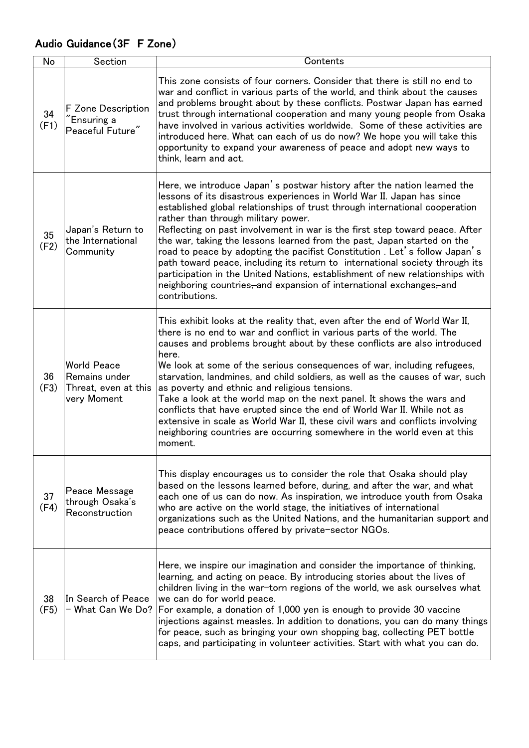## Audio Guidance（3F　F Zone）

| No | Section | Contents |
|---|---|---|
| 34 (F1) | F Zone Description "Ensuring a Peaceful Future" | This zone consists of four corners. Consider that there is still no end to war and conflict in various parts of the world, and think about the causes and problems brought about by these conflicts. Postwar Japan has earned trust through international cooperation and many young people from Osaka have involved in various activities worldwide. Some of these activities are introduced here. What can each of us do now? We hope you will take this opportunity to expand your awareness of peace and adopt new ways to think, learn and act. |
| 35 (F2) | Japan's Return to the International Community | Here, we introduce Japan's postwar history after the nation learned the lessons of its disastrous experiences in World War II. Japan has since established global relationships of trust through international cooperation rather than through military power.<br>Reflecting on past involvement in war is the first step toward peace. After the war, taking the lessons learned from the past, Japan started on the road to peace by adopting the pacifist Constitution . Let's follow Japan's path toward peace, including its return to international society through its participation in the United Nations, establishment of new relationships with neighboring countries, ~~and~~ and expansion of international exchanges, ~~and~~ and contributions. |
| 36 (F3) | World Peace Remains under Threat, even at this very Moment | This exhibit looks at the reality that, even after the end of World War II, there is no end to war and conflict in various parts of the world. The causes and problems brought about by these conflicts are also introduced here.<br>We look at some of the serious consequences of war, including refugees, starvation, landmines, and child soldiers, as well as the causes of war, such as poverty and ethnic and religious tensions.<br>Take a look at the world map on the next panel. It shows the wars and conflicts that have erupted since the end of World War II. While not as extensive in scale as World War II, these civil wars and conflicts involving neighboring countries are occurring somewhere in the world even at this moment. |
| 37 (F4) | Peace Message through Osaka's Reconstruction | This display encourages us to consider the role that Osaka should play based on the lessons learned before, during, and after the war, and what each one of us can do now. As inspiration, we introduce youth from Osaka who are active on the world stage, the initiatives of international organizations such as the United Nations, and the humanitarian support and peace contributions offered by private-sector NGOs. |
| 38 (F5) | In Search of Peace – What Can We Do? | Here, we inspire our imagination and consider the importance of thinking, learning, and acting on peace. By introducing stories about the lives of children living in the war-torn regions of the world, we ask ourselves what we can do for world peace.<br>For example, a donation of 1,000 yen is enough to provide 30 vaccine injections against measles. In addition to donations, you can do many things for peace, such as bringing your own shopping bag, collecting PET bottle caps, and participating in volunteer activities. Start with what you can do. |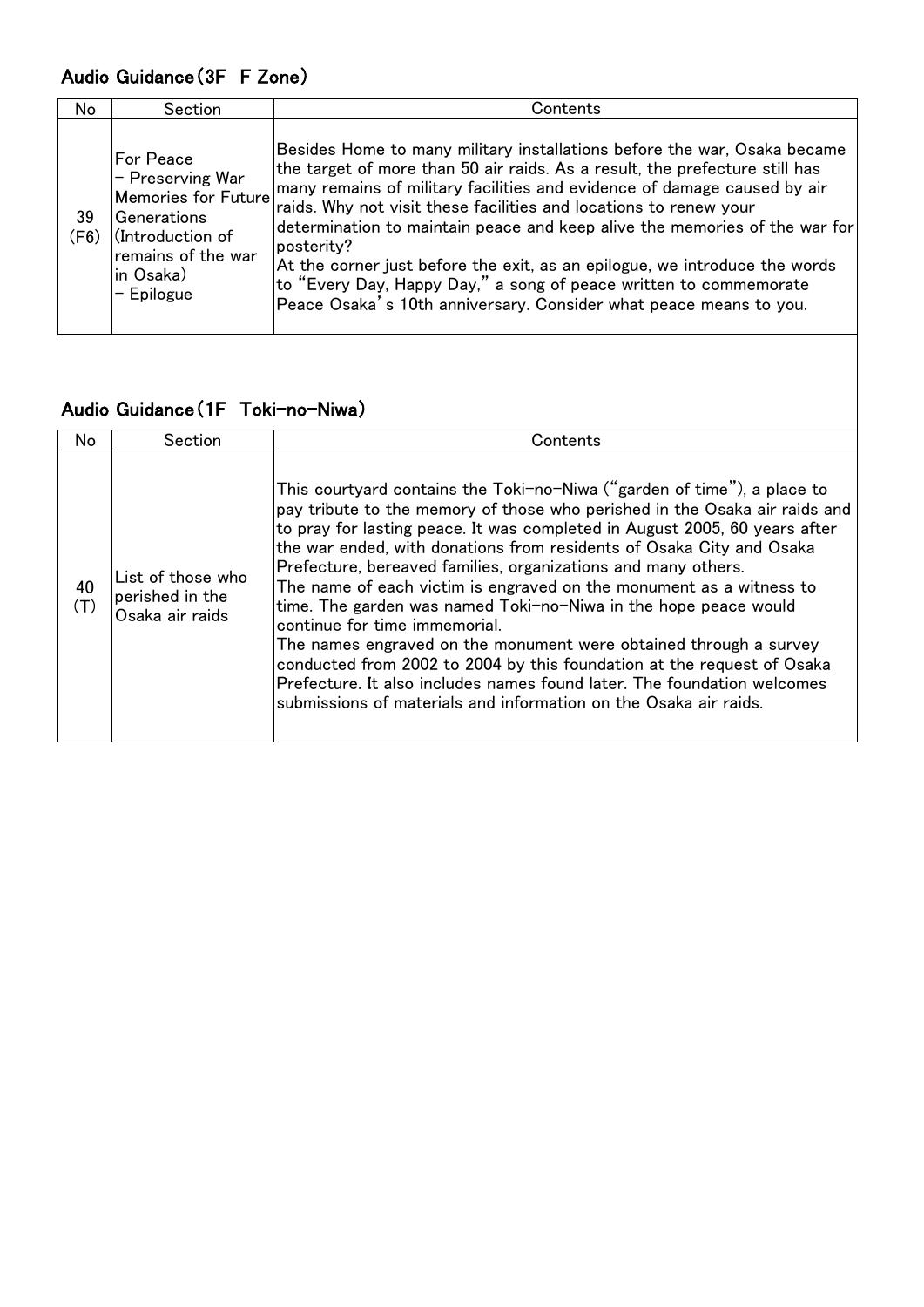## Audio Guidance（3F　F Zone）

| No | Section | Contents |
|---|---|---|
| 39 (F6) | For Peace – Preserving War Memories for Future Generations (Introduction of remains of the war in Osaka) – Epilogue | Besides Home to many military installations before the war, Osaka became the target of more than 50 air raids. As a result, the prefecture still has many remains of military facilities and evidence of damage caused by air raids. Why not visit these facilities and locations to renew your determination to maintain peace and keep alive the memories of the war for posterity?<br>At the corner just before the exit, as an epilogue, we introduce the words to "Every Day, Happy Day," a song of peace written to commemorate Peace Osaka's 10th anniversary. Consider what peace means to you. |

## Audio Guidance（1F　Toki-no-Niwa）

| No | Section | Contents |
|---|---|---|
| 40 (T) | List of those who perished in the Osaka air raids | This courtyard contains the Toki-no-Niwa ("garden of time"), a place to pay tribute to the memory of those who perished in the Osaka air raids and to pray for lasting peace. It was completed in August 2005, 60 years after the war ended, with donations from residents of Osaka City and Osaka Prefecture, bereaved families, organizations and many others.<br>The name of each victim is engraved on the monument as a witness to time. The garden was named Toki-no-Niwa in the hope peace would continue for time immemorial.<br>The names engraved on the monument were obtained through a survey conducted from 2002 to 2004 by this foundation at the request of Osaka Prefecture. It also includes names found later. The foundation welcomes submissions of materials and information on the Osaka air raids. |